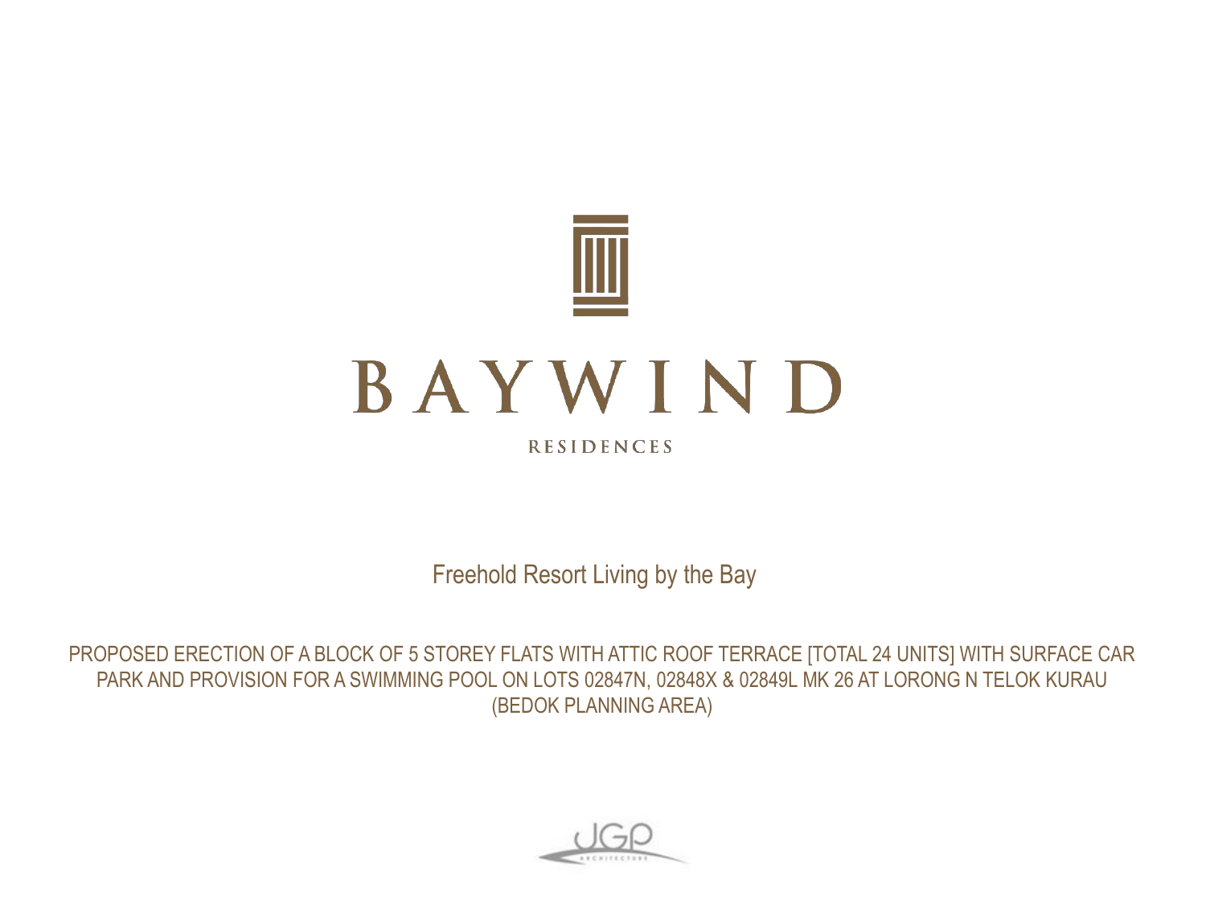# BAYWIND

RESIDENCES

Freehold Resort Living by the Bay

PROPOSED ERECTION OF A BLOCK OF 5 STOREY FLATS WITH ATTIC ROOF TERRACE [TOTAL 24 UNITS] WITH SURFACE CAR PARK AND PROVISION FOR A SWIMMING POOL ON LOTS 02847N, 02848X & 02849L MK 26 AT LORONG N TELOK KURAU (BEDOK PLANNING AREA)

JGP ARCHITECTURE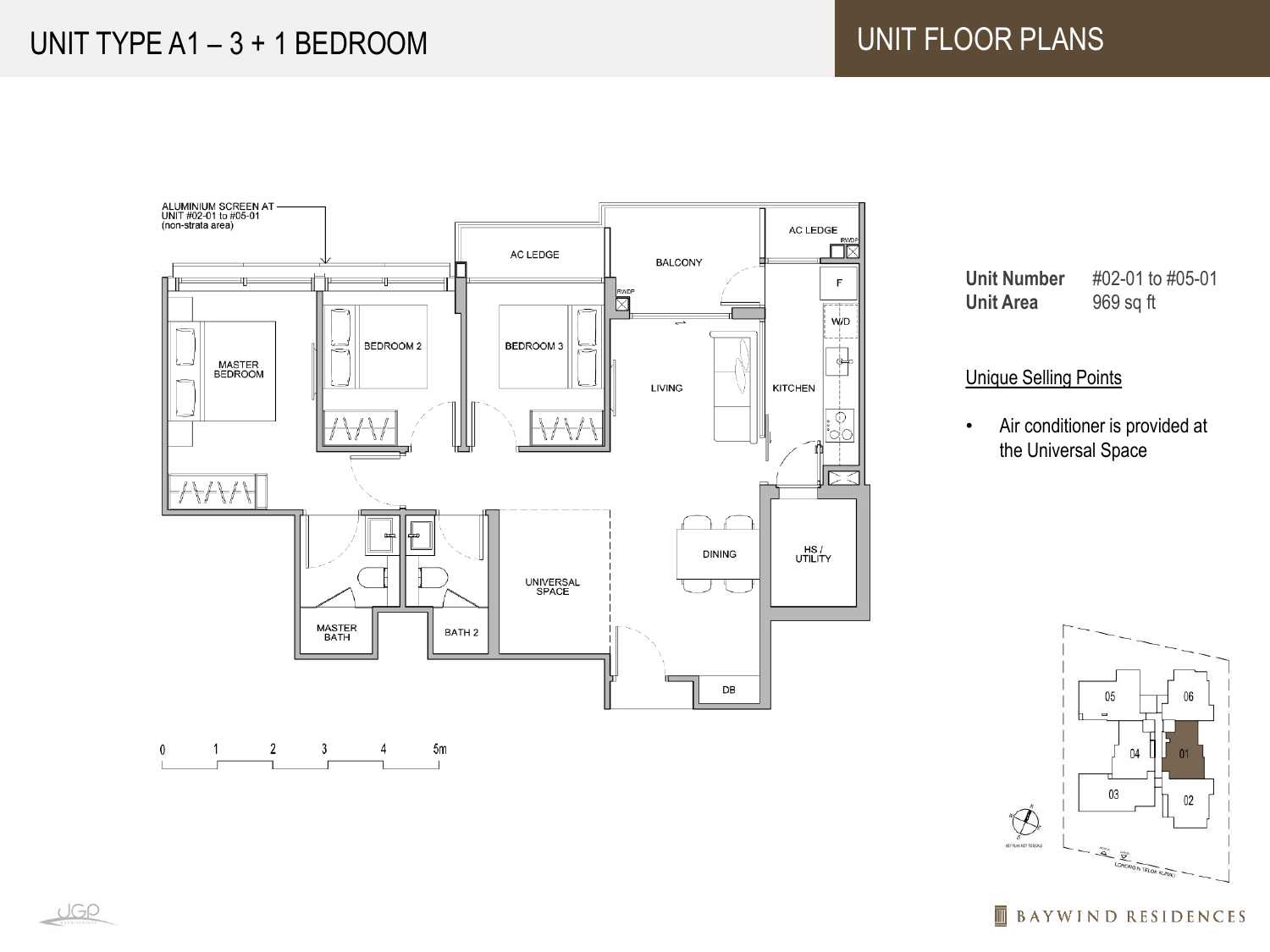# UNIT TYPE A1 – 3 + 1 BEDROOM

## UNIT FLOOR PLANS

ALUMINIUM SCREEN AT UNIT #02-01 to #05-01 (non-strata area)

AC LEDGE

BALCONY

AC LEDGE

RWDP

F

W/D

MASTER BEDROOM

BEDROOM 2

BEDROOM 3

LIVING

KITCHEN

DINING

HS / UTILITY

UNIVERSAL SPACE

MASTER BATH

BATH 2

DB

0 1 2 3 4 5m

**Unit Number** #02-01 to #05-01
**Unit Area** 969 sq ft

Unique Selling Points

- Air conditioner is provided at the Universal Space

05 06 04 01 03 02

KEY PLAN NOT TO SCALE

LORONG H TELOK KURAU

BAYWIND RESIDENCES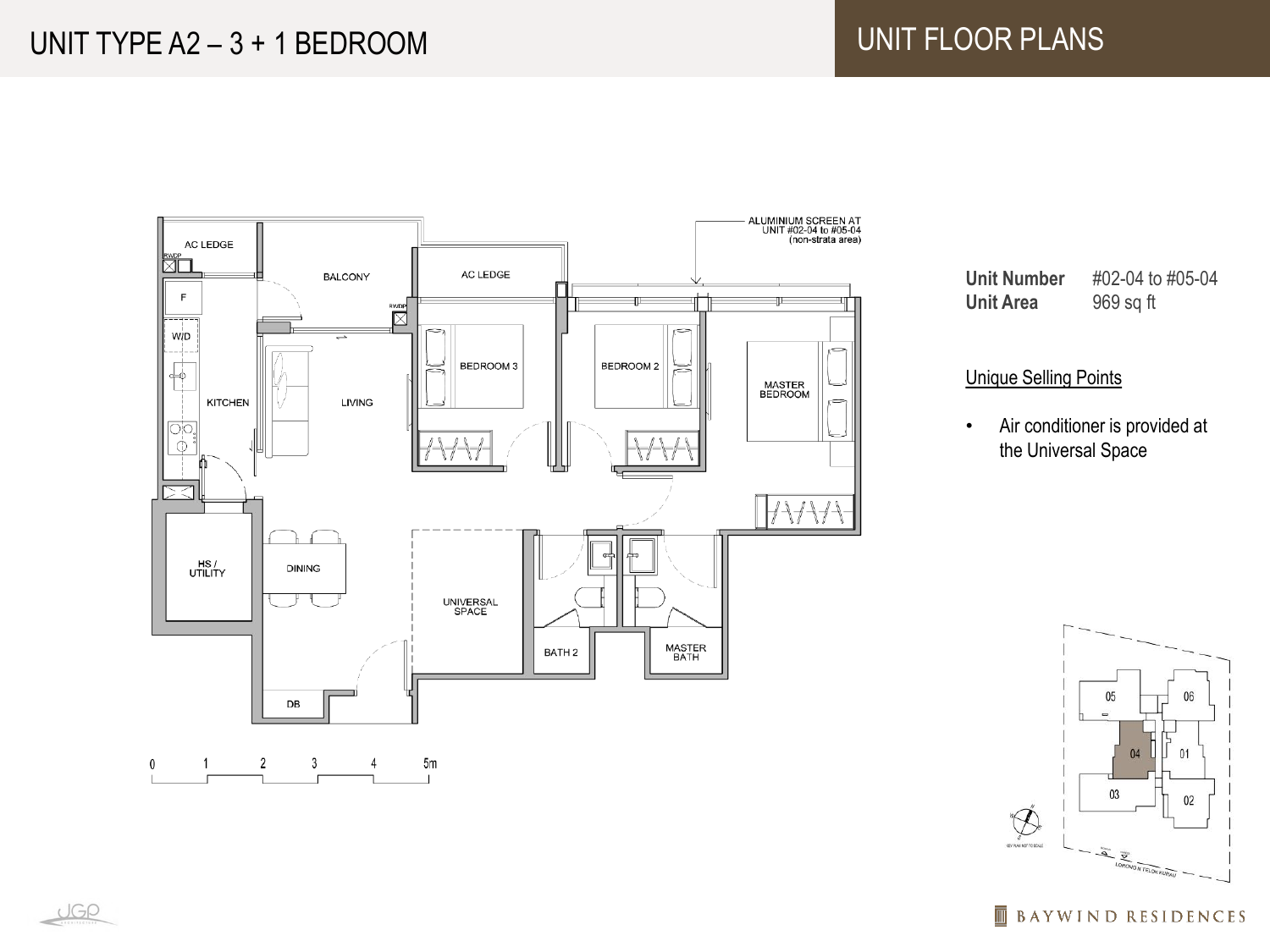# UNIT TYPE A2 – 3 + 1 BEDROOM

## UNIT FLOOR PLANS

AC LEDGE

RWDP

F

W/D

KITCHEN

BALCONY

LIVING

RWDP

AC LEDGE

BEDROOM 3

BEDROOM 2

MASTER BEDROOM

ALUMINIUM SCREEN AT UNIT #02-04 to #05-04 (non-strata area)

HS / UTILITY

DINING

UNIVERSAL SPACE

BATH 2

MASTER BATH

DB

0 1 2 3 4 5m

**Unit Number** #02-04 to #05-04
**Unit Area** 969 sq ft

Unique Selling Points

- Air conditioner is provided at the Universal Space

05 06 04 01 03 02

KEY PLAN NOT TO SCALE

LORONG H TELOK KURAU

BAYWIND RESIDENCES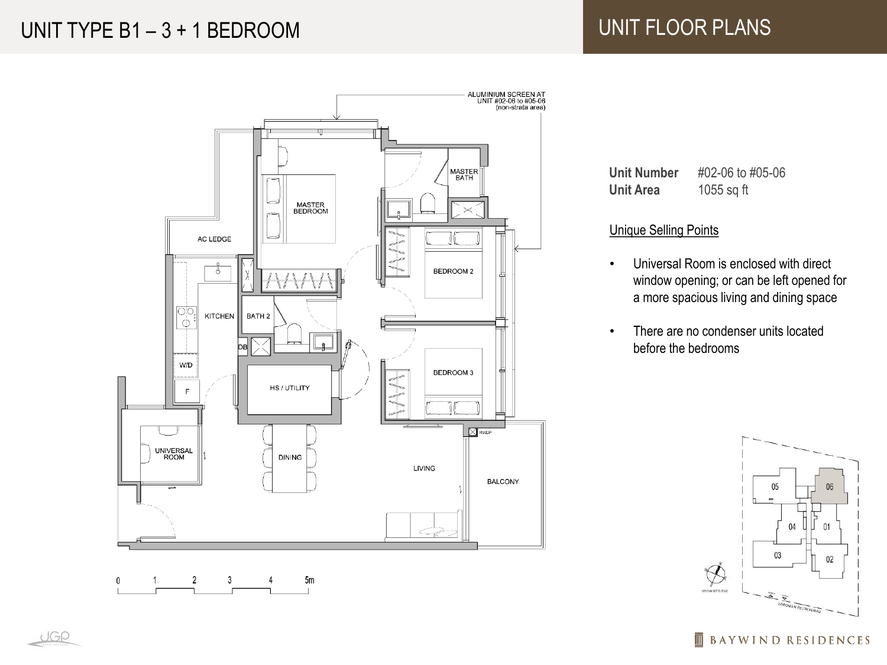# UNIT TYPE B1 – 3 + 1 BEDROOM

## UNIT FLOOR PLANS

ALUMINIUM SCREEN AT UNIT #02-06 to #05-06 (non-strata area)

MASTER BEDROOM

MASTER BATH

AC LEDGE

BEDROOM 2

KITCHEN

BATH 2

DB

W/D

F

HS / UTILITY

BEDROOM 3

RWDP

UNIVERSAL ROOM

DINING

LIVING

BALCONY

0 1 2 3 4 5m

**Unit Number** #02-06 to #05-06
**Unit Area** 1055 sq ft

Unique Selling Points

- Universal Room is enclosed with direct window opening; or can be left opened for a more spacious living and dining space
- There are no condenser units located before the bedrooms

05 06 04 01 03 02

LORONG H TELOK KURAU

BAYWIND RESIDENCES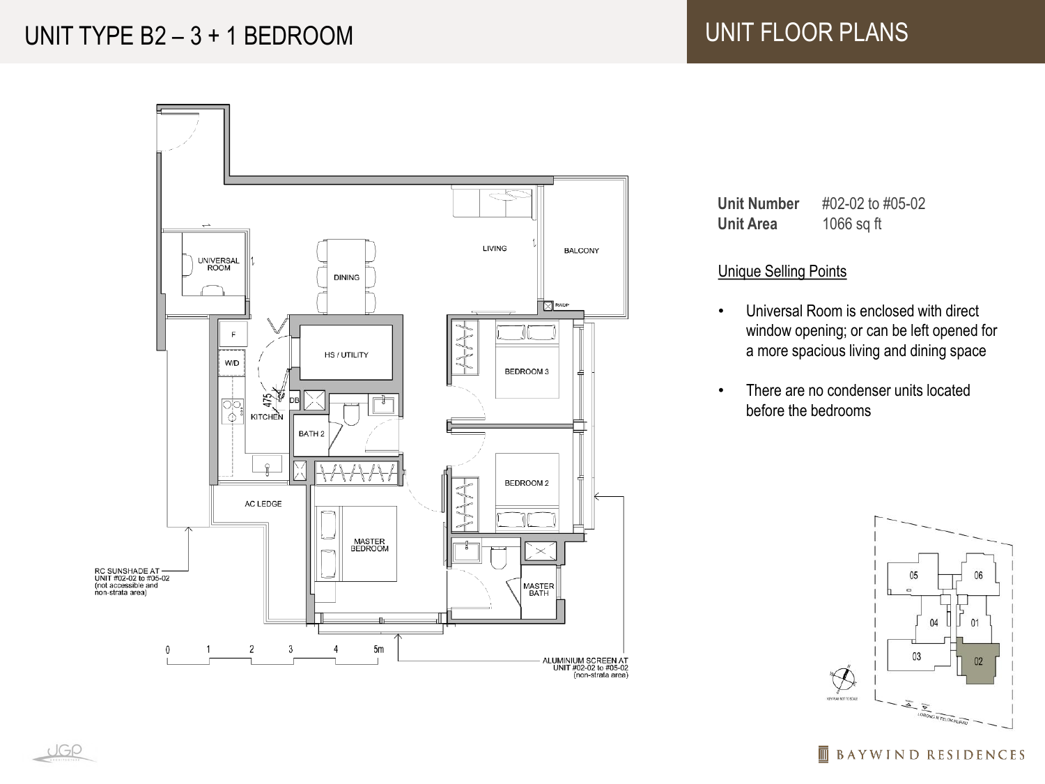# UNIT TYPE B2 – 3 + 1 BEDROOM

## UNIT FLOOR PLANS

UNIVERSAL ROOM

DINING

LIVING

BALCONY

RWDP

F

W/D

HS / UTILITY

BEDROOM 3

475

DB

KITCHEN

BATH 2

BEDROOM 2

AC LEDGE

MASTER BEDROOM

MASTER BATH

RC SUNSHADE AT UNIT #02-02 to #05-02 (not accessible and non-strata area)

0 1 2 3 4 5m

ALUMINIUM SCREEN AT UNIT #02-02 to #05-02 (non-strata area)

**Unit Number** #02-02 to #05-02
**Unit Area** 1066 sq ft

Unique Selling Points

- Universal Room is enclosed with direct window opening; or can be left opened for a more spacious living and dining space
- There are no condenser units located before the bedrooms

05 06 04 01 03 02

KEYPLAN NOT TO SCALE

LORONG H TELOK KURAU

BAYWIND RESIDENCES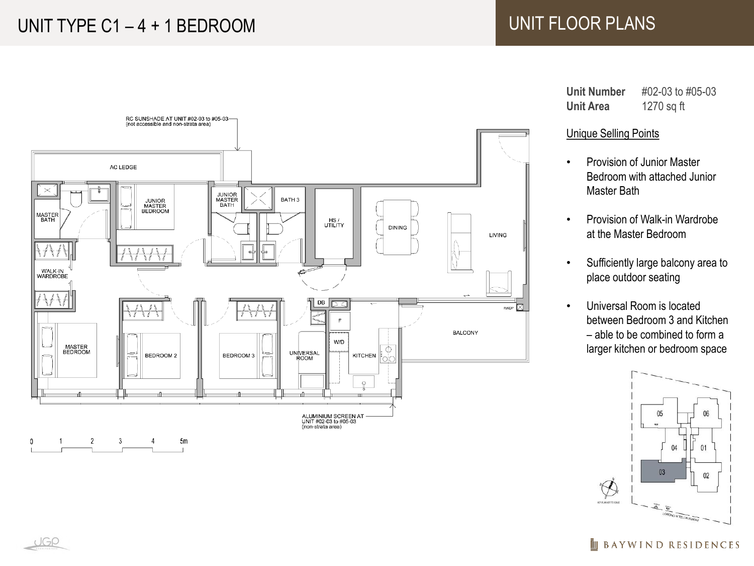# UNIT TYPE C1 – 4 + 1 BEDROOM

## UNIT FLOOR PLANS

RC SUNSHADE AT UNIT #02-03 to #05-03 (not accessible and non-strata area)

AC LEDGE

MASTER BATH

JUNIOR MASTER BEDROOM

JUNIOR MASTER BATH

BATH 3

HS / UTILITY

DINING

LIVING

WALK-IN WARDROBE

DB

F

W/D

RWDP

BALCONY

MASTER BEDROOM

BEDROOM 2

BEDROOM 3

UNIVERSAL ROOM

KITCHEN

ALUMINIUM SCREEN AT UNIT #02-03 to #05-03 (non-strata area)

0 1 2 3 4 5m

**Unit Number** #02-03 to #05-03
**Unit Area** 1270 sq ft

Unique Selling Points

- Provision of Junior Master Bedroom with attached Junior Master Bath
- Provision of Walk-in Wardrobe at the Master Bedroom
- Sufficiently large balcony area to place outdoor seating
- Universal Room is located between Bedroom 3 and Kitchen – able to be combined to form a larger kitchen or bedroom space

05 06 04 01 03 02

KEY PLAN NOT TO SCALE

LORONG M TELOK KURAU

BAYWIND RESIDENCES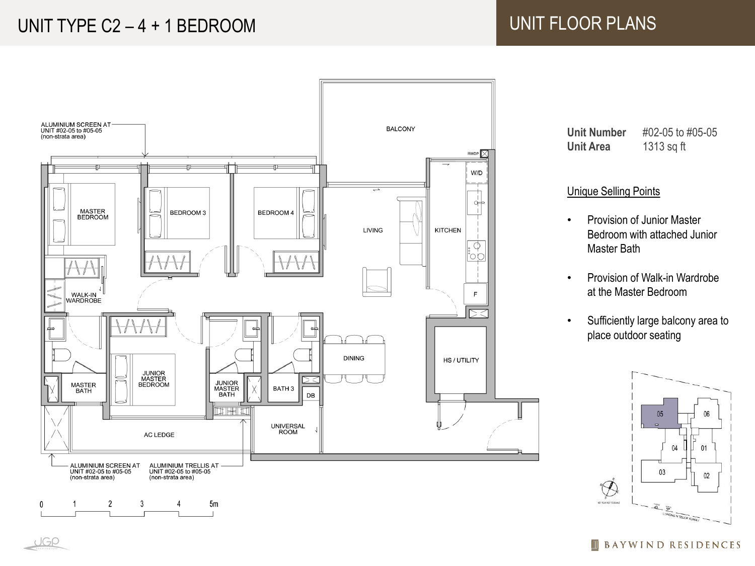# UNIT TYPE C2 – 4 + 1 BEDROOM

## UNIT FLOOR PLANS

ALUMINIUM SCREEN AT UNIT #02-05 to #05-05 (non-strata area)

BALCONY

RWDP

W/D

MASTER BEDROOM

BEDROOM 3

BEDROOM 4

LIVING

KITCHEN

WALK-IN WARDROBE

F

DINING

HS / UTILITY

JUNIOR MASTER BEDROOM

MASTER BATH

JUNIOR MASTER BATH

BATH 3

DB

AC LEDGE

UNIVERSAL ROOM

ALUMINIUM SCREEN AT UNIT #02-05 to #05-05 (non-strata area)

ALUMINIUM TRELLIS AT UNIT #02-05 to #05-05 (non-strata area)

0 1 2 3 4 5m

**Unit Number** #02-05 to #05-05
**Unit Area** 1313 sq ft

Unique Selling Points

- Provision of Junior Master Bedroom with attached Junior Master Bath
- Provision of Walk-in Wardrobe at the Master Bedroom
- Sufficiently large balcony area to place outdoor seating

05 06 04 01 03 02

LORONG N TELOK KURAU

BAYWIND RESIDENCES